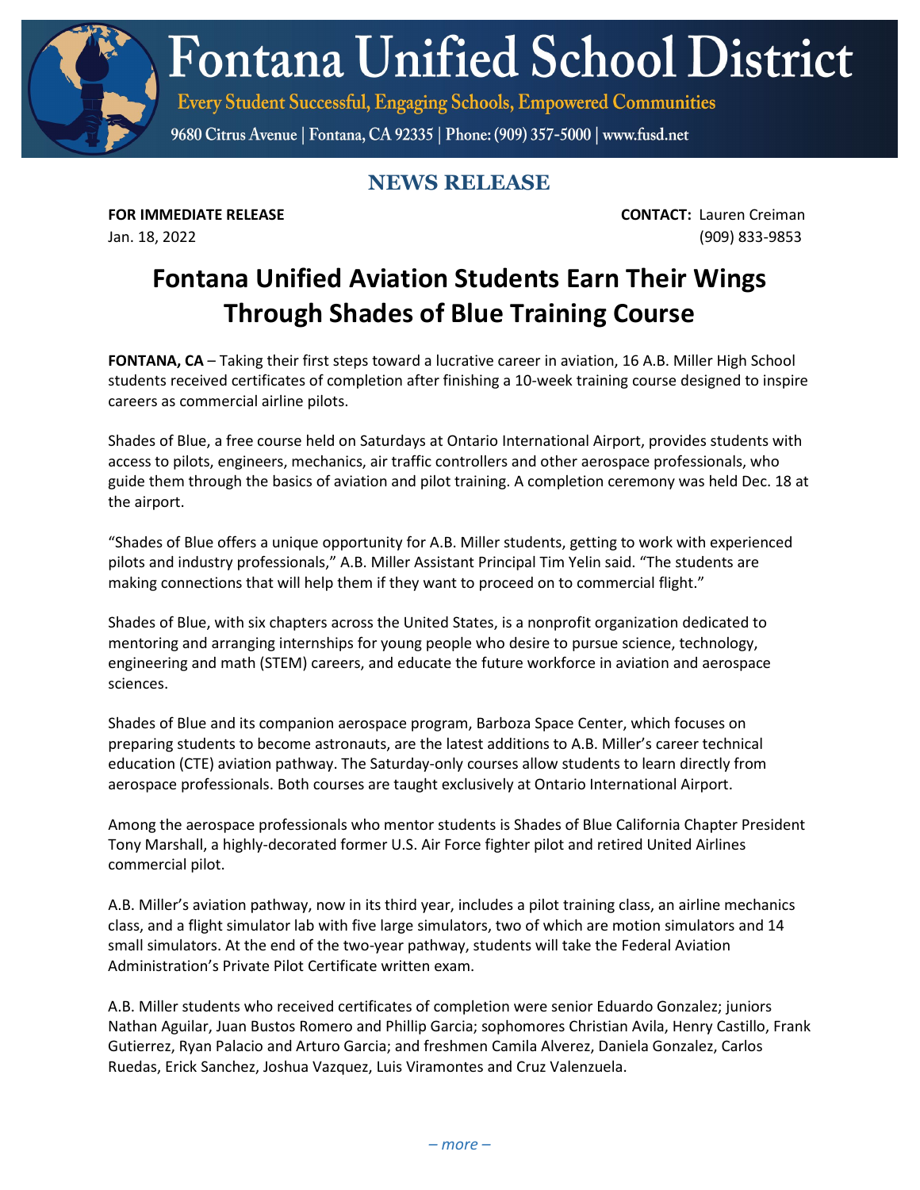# Fontana Unified School District

Every Student Successful, Engaging Schools, Empowered Communities

9680 Citrus Avenue | Fontana, CA 92335 | Phone: (909) 357-5000 | www.fusd.net

## NEWS RELEASE

**FOR IMMEDIATE RELEASE**
Jan. 18, 2022

**CONTACT:** Lauren Creiman
(909) 833-9853

# Fontana Unified Aviation Students Earn Their Wings Through Shades of Blue Training Course

**FONTANA, CA** – Taking their first steps toward a lucrative career in aviation, 16 A.B. Miller High School students received certificates of completion after finishing a 10-week training course designed to inspire careers as commercial airline pilots.

Shades of Blue, a free course held on Saturdays at Ontario International Airport, provides students with access to pilots, engineers, mechanics, air traffic controllers and other aerospace professionals, who guide them through the basics of aviation and pilot training. A completion ceremony was held Dec. 18 at the airport.

"Shades of Blue offers a unique opportunity for A.B. Miller students, getting to work with experienced pilots and industry professionals," A.B. Miller Assistant Principal Tim Yelin said. "The students are making connections that will help them if they want to proceed on to commercial flight."

Shades of Blue, with six chapters across the United States, is a nonprofit organization dedicated to mentoring and arranging internships for young people who desire to pursue science, technology, engineering and math (STEM) careers, and educate the future workforce in aviation and aerospace sciences.

Shades of Blue and its companion aerospace program, Barboza Space Center, which focuses on preparing students to become astronauts, are the latest additions to A.B. Miller's career technical education (CTE) aviation pathway. The Saturday-only courses allow students to learn directly from aerospace professionals. Both courses are taught exclusively at Ontario International Airport.

Among the aerospace professionals who mentor students is Shades of Blue California Chapter President Tony Marshall, a highly-decorated former U.S. Air Force fighter pilot and retired United Airlines commercial pilot.

A.B. Miller's aviation pathway, now in its third year, includes a pilot training class, an airline mechanics class, and a flight simulator lab with five large simulators, two of which are motion simulators and 14 small simulators. At the end of the two-year pathway, students will take the Federal Aviation Administration's Private Pilot Certificate written exam.

A.B. Miller students who received certificates of completion were senior Eduardo Gonzalez; juniors Nathan Aguilar, Juan Bustos Romero and Phillip Garcia; sophomores Christian Avila, Henry Castillo, Frank Gutierrez, Ryan Palacio and Arturo Garcia; and freshmen Camila Alverez, Daniela Gonzalez, Carlos Ruedas, Erick Sanchez, Joshua Vazquez, Luis Viramontes and Cruz Valenzuela.

*– more –*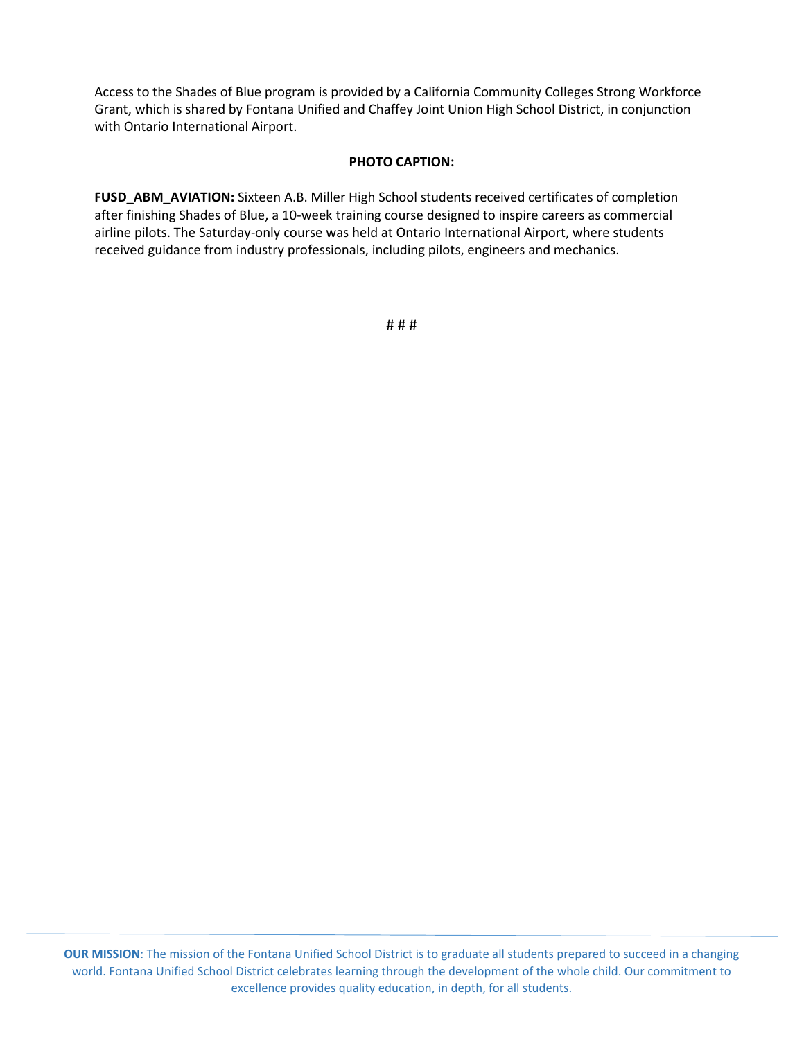Access to the Shades of Blue program is provided by a California Community Colleges Strong Workforce Grant, which is shared by Fontana Unified and Chaffey Joint Union High School District, in conjunction with Ontario International Airport.

**PHOTO CAPTION:**

**FUSD_ABM_AVIATION:** Sixteen A.B. Miller High School students received certificates of completion after finishing Shades of Blue, a 10-week training course designed to inspire careers as commercial airline pilots. The Saturday-only course was held at Ontario International Airport, where students received guidance from industry professionals, including pilots, engineers and mechanics.

# # #

**OUR MISSION**: The mission of the Fontana Unified School District is to graduate all students prepared to succeed in a changing world. Fontana Unified School District celebrates learning through the development of the whole child. Our commitment to excellence provides quality education, in depth, for all students.